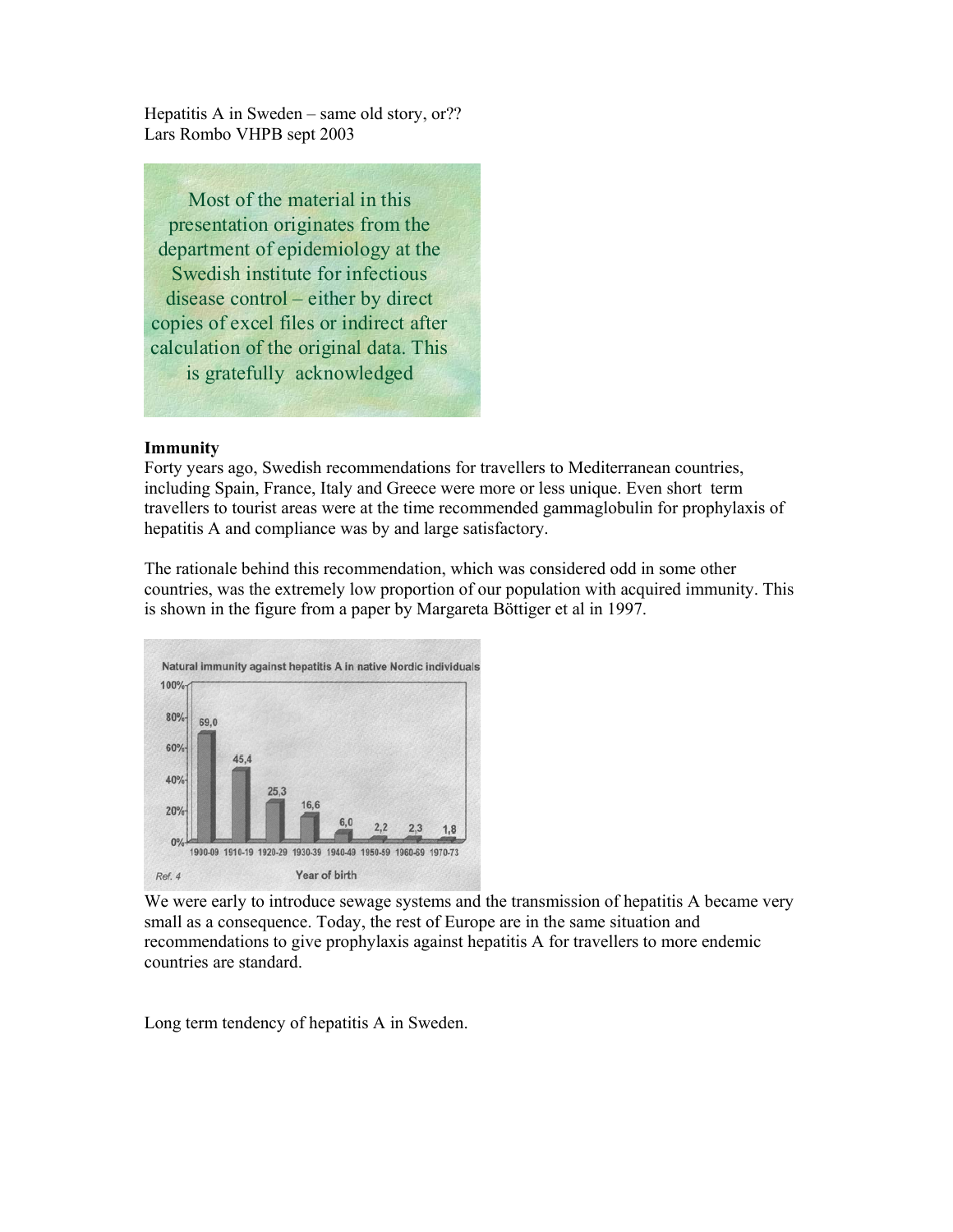Hepatitis A in Sweden – same old story, or??
Lars Rombo VHPB sept 2003

Most of the material in this presentation originates from the department of epidemiology at the Swedish institute for infectious disease control – either by direct copies of excel files or indirect after calculation of the original data. This is gratefully acknowledged

**Immunity**

Forty years ago, Swedish recommendations for travellers to Mediterranean countries, including Spain, France, Italy and Greece were more or less unique. Even short term travellers to tourist areas were at the time recommended gammaglobulin for prophylaxis of hepatitis A and compliance was by and large satisfactory.

The rationale behind this recommendation, which was considered odd in some other countries, was the extremely low proportion of our population with acquired immunity. This is shown in the figure from a paper by Margareta Böttiger et al in 1997.

Natural immunity against hepatitis A in native Nordic individuals

| Year of birth | 1900-09 | 1910-19 | 1920-29 | 1930-39 | 1940-49 | 1950-59 | 1960-69 | 1970-73 |
|---|---|---|---|---|---|---|---|---|
| % | 69,0 | 45,4 | 25,3 | 16,6 | 6,0 | 2,2 | 2,3 | 1,8 |

Ref. 4

We were early to introduce sewage systems and the transmission of hepatitis A became very small as a consequence. Today, the rest of Europe are in the same situation and recommendations to give prophylaxis against hepatitis A for travellers to more endemic countries are standard.

Long term tendency of hepatitis A in Sweden.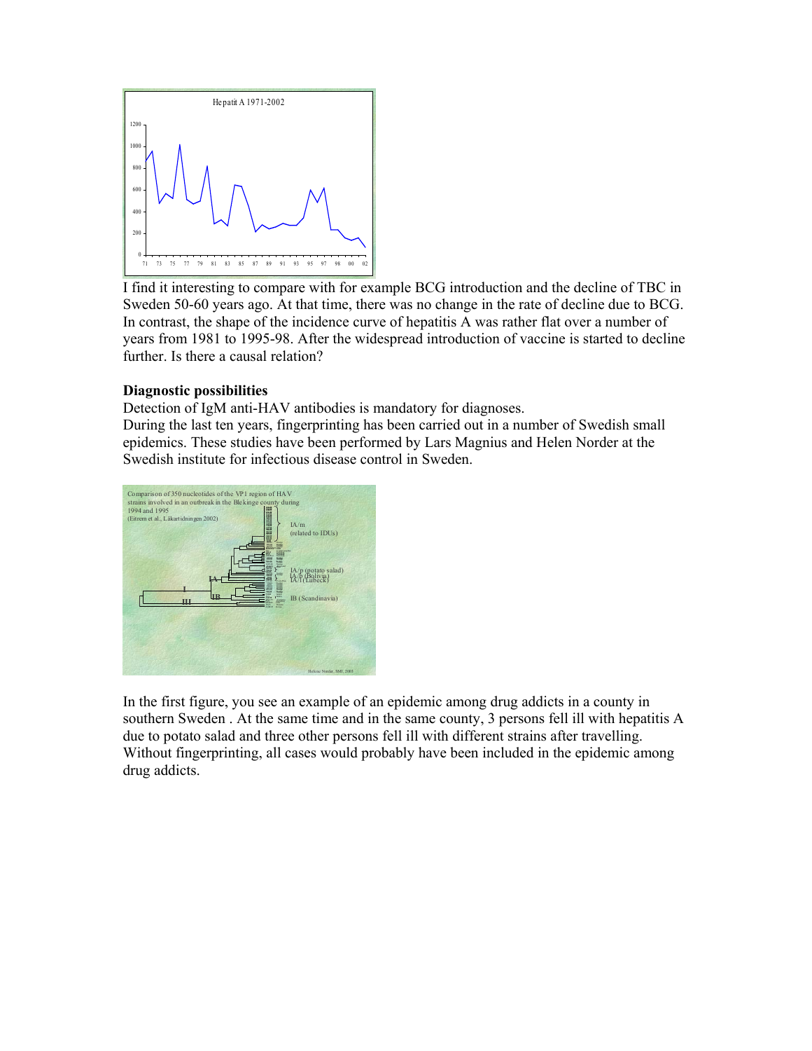I find it interesting to compare with for example BCG introduction and the decline of TBC in Sweden 50-60 years ago. At that time, there was no change in the rate of decline due to BCG. In contrast, the shape of the incidence curve of hepatitis A was rather flat over a number of years from 1981 to 1995-98. After the widespread introduction of vaccine is started to decline further. Is there a causal relation?

**Diagnostic possibilities**

Detection of IgM anti-HAV antibodies is mandatory for diagnoses.
During the last ten years, fingerprinting has been carried out in a number of Swedish small epidemics. These studies have been performed by Lars Magnius and Helen Norder at the Swedish institute for infectious disease control in Sweden.

In the first figure, you see an example of an epidemic among drug addicts in a county in southern Sweden . At the same time and in the same county, 3 persons fell ill with hepatitis A due to potato salad and three other persons fell ill with different strains after travelling. Without fingerprinting, all cases would probably have been included in the epidemic among drug addicts.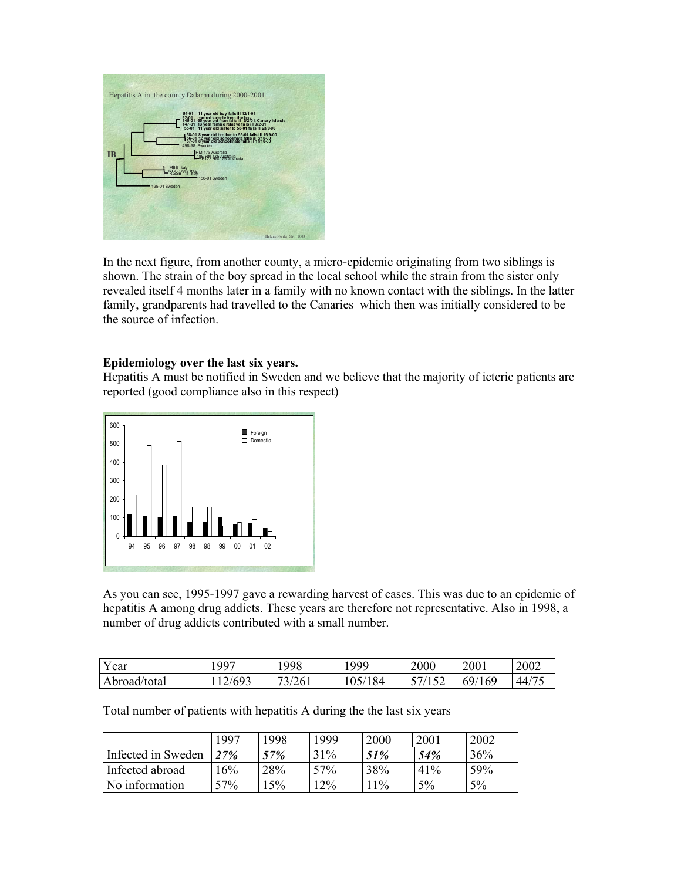In the next figure, from another county, a micro-epidemic originating from two siblings is shown. The strain of the boy spread in the local school while the strain from the sister only revealed itself 4 months later in a family with no known contact with the siblings. In the latter family, grandparents had travelled to the Canaries which then was initially considered to be the source of infection.

**Epidemiology over the last six years.**

Hepatitis A must be notified in Sweden and we believe that the majority of icteric patients are reported (good compliance also in this respect)

As you can see, 1995-1997 gave a rewarding harvest of cases. This was due to an epidemic of hepatitis A among drug addicts. These years are therefore not representative. Also in 1998, a number of drug addicts contributed with a small number.

| Year | 1997 | 1998 | 1999 | 2000 | 2001 | 2002 |
|---|---|---|---|---|---|---|
| Abroad/total | 112/693 | 73/261 | 105/184 | 57/152 | 69/169 | 44/75 |

Total number of patients with hepatitis A during the the last six years

| | 1997 | 1998 | 1999 | 2000 | 2001 | 2002 |
|---|---|---|---|---|---|---|
| Infected in Sweden | ***27%*** | ***57%*** | 31% | ***51%*** | ***54%*** | 36% |
| Infected abroad | 16% | 28% | 57% | 38% | 41% | 59% |
| No information | 57% | 15% | 12% | 11% | 5% | 5% |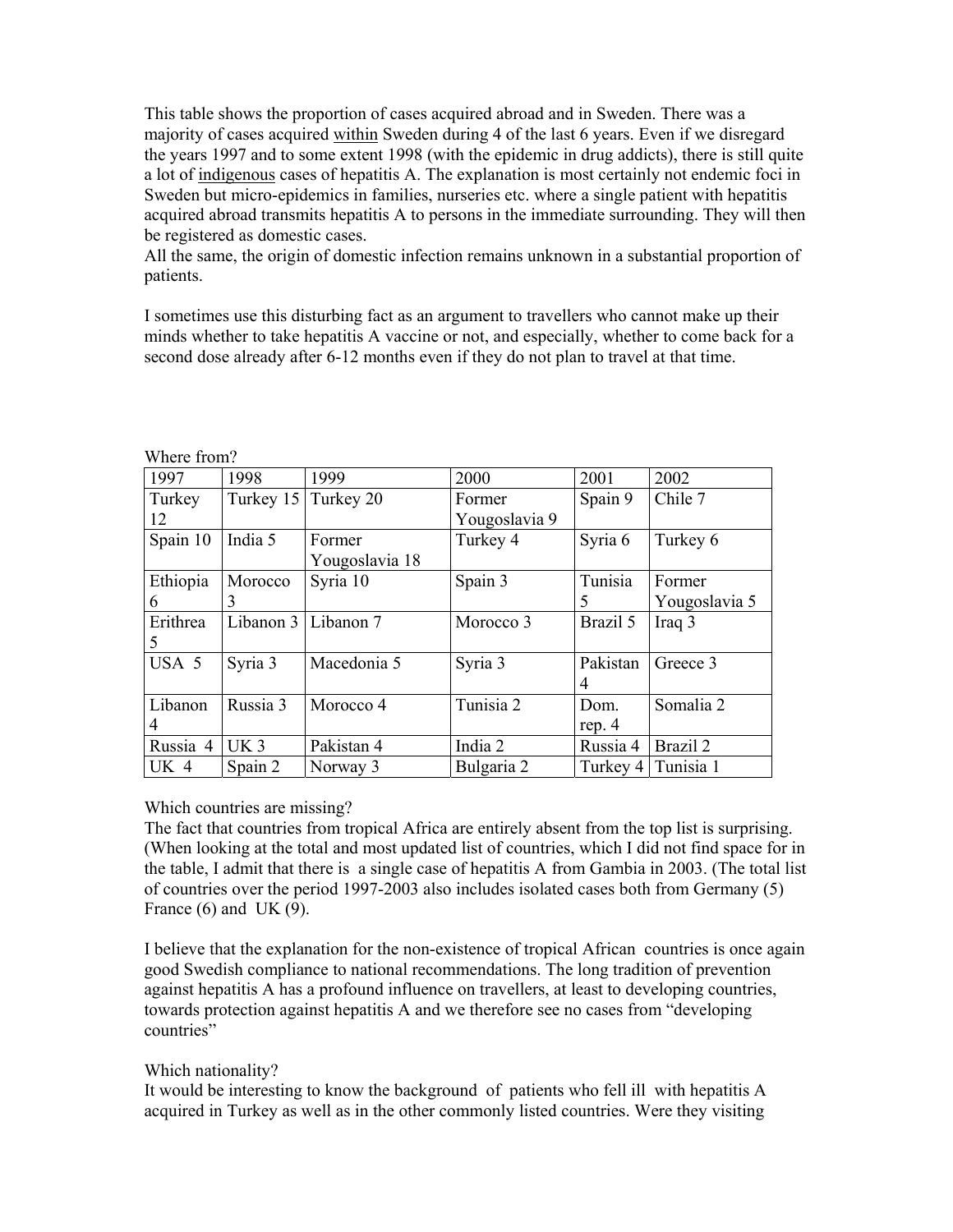This table shows the proportion of cases acquired abroad and in Sweden. There was a majority of cases acquired within Sweden during 4 of the last 6 years. Even if we disregard the years 1997 and to some extent 1998 (with the epidemic in drug addicts), there is still quite a lot of indigenous cases of hepatitis A. The explanation is most certainly not endemic foci in Sweden but micro-epidemics in families, nurseries etc. where a single patient with hepatitis acquired abroad transmits hepatitis A to persons in the immediate surrounding. They will then be registered as domestic cases.
All the same, the origin of domestic infection remains unknown in a substantial proportion of patients.

I sometimes use this disturbing fact as an argument to travellers who cannot make up their minds whether to take hepatitis A vaccine or not, and especially, whether to come back for a second dose already after 6-12 months even if they do not plan to travel at that time.

Where from?

| 1997 | 1998 | 1999 | 2000 | 2001 | 2002 |
|---|---|---|---|---|---|
| Turkey 12 | Turkey 15 | Turkey 20 | Former Yougoslavia 9 | Spain 9 | Chile 7 |
| Spain 10 | India 5 | Former Yougoslavia 18 | Turkey 4 | Syria 6 | Turkey 6 |
| Ethiopia 6 | Morocco 3 | Syria 10 | Spain 3 | Tunisia 5 | Former Yougoslavia 5 |
| Erithrea 5 | Libanon 3 | Libanon 7 | Morocco 3 | Brazil 5 | Iraq 3 |
| USA 5 | Syria 3 | Macedonia 5 | Syria 3 | Pakistan 4 | Greece 3 |
| Libanon 4 | Russia 3 | Morocco 4 | Tunisia 2 | Dom. rep. 4 | Somalia 2 |
| Russia 4 | UK 3 | Pakistan 4 | India 2 | Russia 4 | Brazil 2 |
| UK 4 | Spain 2 | Norway 3 | Bulgaria 2 | Turkey 4 | Tunisia 1 |

Which countries are missing?
The fact that countries from tropical Africa are entirely absent from the top list is surprising. (When looking at the total and most updated list of countries, which I did not find space for in the table, I admit that there is a single case of hepatitis A from Gambia in 2003. (The total list of countries over the period 1997-2003 also includes isolated cases both from Germany (5) France (6) and UK (9).

I believe that the explanation for the non-existence of tropical African countries is once again good Swedish compliance to national recommendations. The long tradition of prevention against hepatitis A has a profound influence on travellers, at least to developing countries, towards protection against hepatitis A and we therefore see no cases from "developing countries"

Which nationality?
It would be interesting to know the background of patients who fell ill with hepatitis A acquired in Turkey as well as in the other commonly listed countries. Were they visiting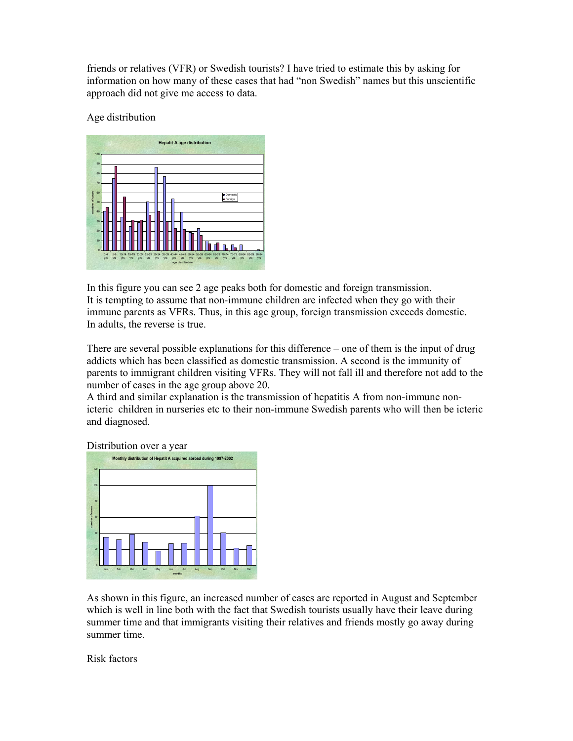friends or relatives (VFR) or Swedish tourists? I have tried to estimate this by asking for information on how many of these cases that had "non Swedish" names but this unscientific approach did not give me access to data.

Age distribution

In this figure you can see 2 age peaks both for domestic and foreign transmission.
It is tempting to assume that non-immune children are infected when they go with their immune parents as VFRs. Thus, in this age group, foreign transmission exceeds domestic. In adults, the reverse is true.

There are several possible explanations for this difference – one of them is the input of drug addicts which has been classified as domestic transmission. A second is the immunity of parents to immigrant children visiting VFRs. They will not fall ill and therefore not add to the number of cases in the age group above 20.
A third and similar explanation is the transmission of hepatitis A from non-immune non-icteric children in nurseries etc to their non-immune Swedish parents who will then be icteric and diagnosed.

Distribution over a year

As shown in this figure, an increased number of cases are reported in August and September which is well in line both with the fact that Swedish tourists usually have their leave during summer time and that immigrants visiting their relatives and friends mostly go away during summer time.

Risk factors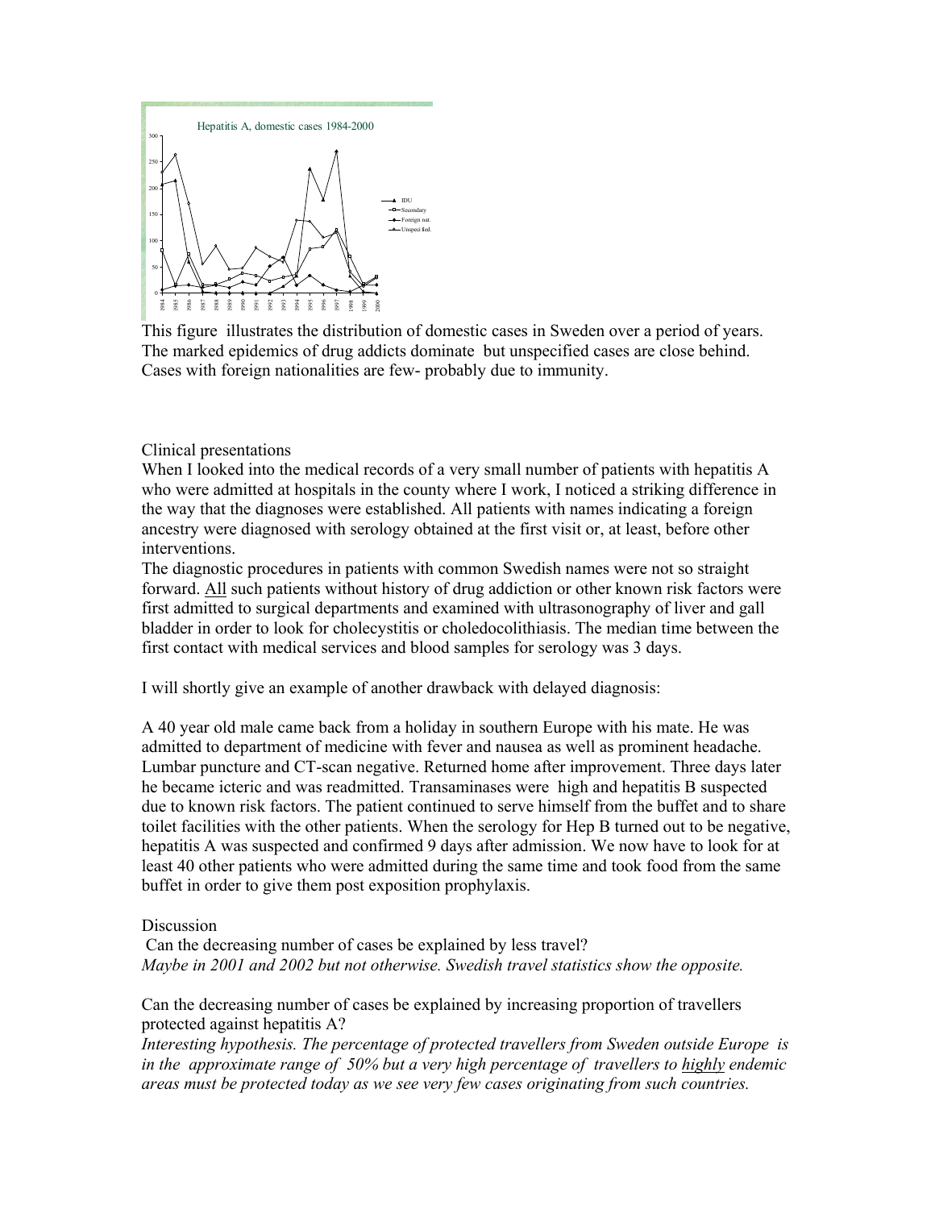This figure illustrates the distribution of domestic cases in Sweden over a period of years. The marked epidemics of drug addicts dominate but unspecified cases are close behind. Cases with foreign nationalities are few- probably due to immunity.

Clinical presentations

When I looked into the medical records of a very small number of patients with hepatitis A who were admitted at hospitals in the county where I work, I noticed a striking difference in the way that the diagnoses were established. All patients with names indicating a foreign ancestry were diagnosed with serology obtained at the first visit or, at least, before other interventions.

The diagnostic procedures in patients with common Swedish names were not so straight forward. <u>All</u> such patients without history of drug addiction or other known risk factors were first admitted to surgical departments and examined with ultrasonography of liver and gall bladder in order to look for cholecystitis or choledocolithiasis. The median time between the first contact with medical services and blood samples for serology was 3 days.

I will shortly give an example of another drawback with delayed diagnosis:

A 40 year old male came back from a holiday in southern Europe with his mate. He was admitted to department of medicine with fever and nausea as well as prominent headache. Lumbar puncture and CT-scan negative. Returned home after improvement. Three days later he became icteric and was readmitted. Transaminases were high and hepatitis B suspected due to known risk factors. The patient continued to serve himself from the buffet and to share toilet facilities with the other patients. When the serology for Hep B turned out to be negative, hepatitis A was suspected and confirmed 9 days after admission. We now have to look for at least 40 other patients who were admitted during the same time and took food from the same buffet in order to give them post exposition prophylaxis.

Discussion

Can the decreasing number of cases be explained by less travel?

*Maybe in 2001 and 2002 but not otherwise. Swedish travel statistics show the opposite.*

Can the decreasing number of cases be explained by increasing proportion of travellers protected against hepatitis A?

*Interesting hypothesis. The percentage of protected travellers from Sweden outside Europe is in the approximate range of 50% but a very high percentage of travellers to <u>highly</u> endemic areas must be protected today as we see very few cases originating from such countries.*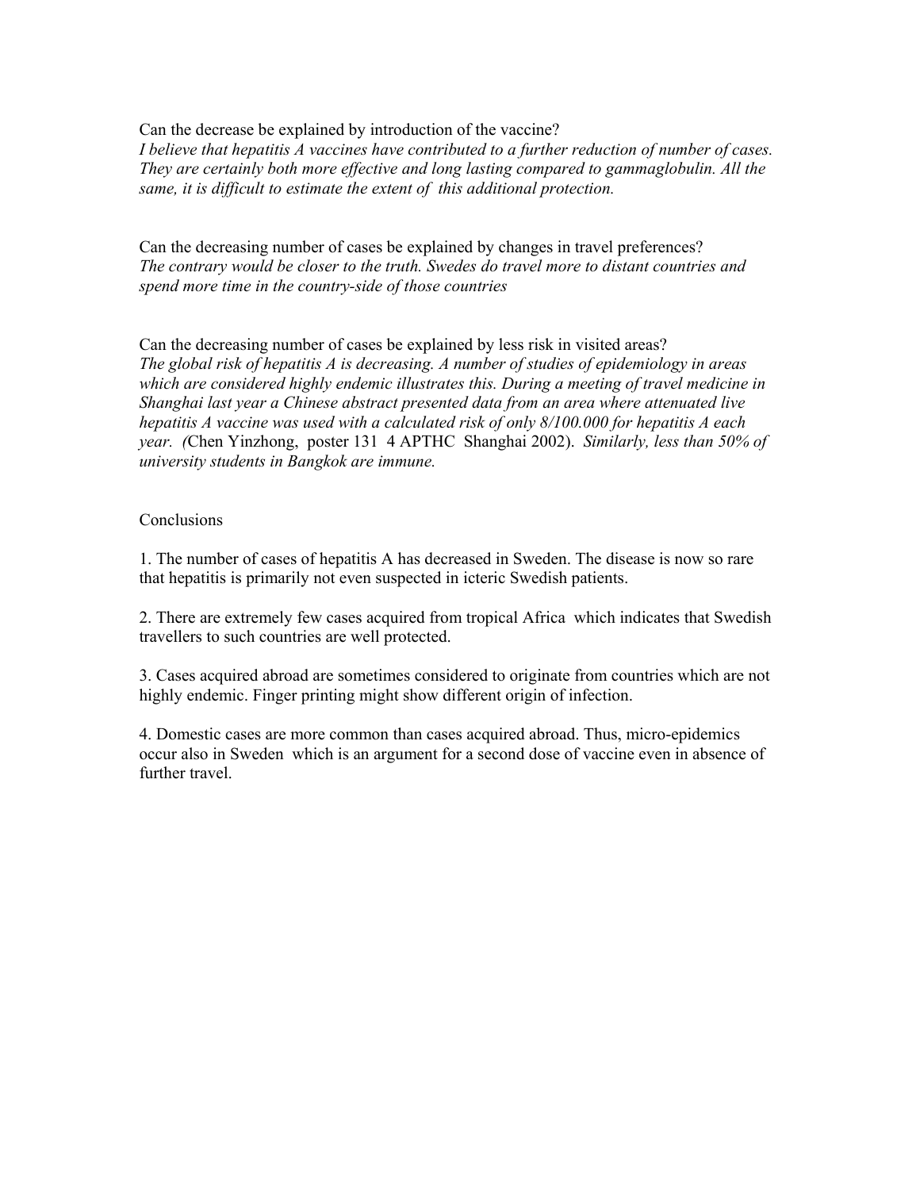Can the decrease be explained by introduction of the vaccine?
*I believe that hepatitis A vaccines have contributed to a further reduction of number of cases. They are certainly both more effective and long lasting compared to gammaglobulin. All the same, it is difficult to estimate the extent of this additional protection.*

Can the decreasing number of cases be explained by changes in travel preferences?
*The contrary would be closer to the truth. Swedes do travel more to distant countries and spend more time in the country-side of those countries*

Can the decreasing number of cases be explained by less risk in visited areas?
*The global risk of hepatitis A is decreasing. A number of studies of epidemiology in areas which are considered highly endemic illustrates this. During a meeting of travel medicine in Shanghai last year a Chinese abstract presented data from an area where attenuated live hepatitis A vaccine was used with a calculated risk of only 8/100.000 for hepatitis A each year. (*Chen Yinzhong, poster 131 4 APTHC Shanghai 2002). *Similarly, less than 50% of university students in Bangkok are immune.*

Conclusions

1. The number of cases of hepatitis A has decreased in Sweden. The disease is now so rare that hepatitis is primarily not even suspected in icteric Swedish patients.

2. There are extremely few cases acquired from tropical Africa which indicates that Swedish travellers to such countries are well protected.

3. Cases acquired abroad are sometimes considered to originate from countries which are not highly endemic. Finger printing might show different origin of infection.

4. Domestic cases are more common than cases acquired abroad. Thus, micro-epidemics occur also in Sweden which is an argument for a second dose of vaccine even in absence of further travel.